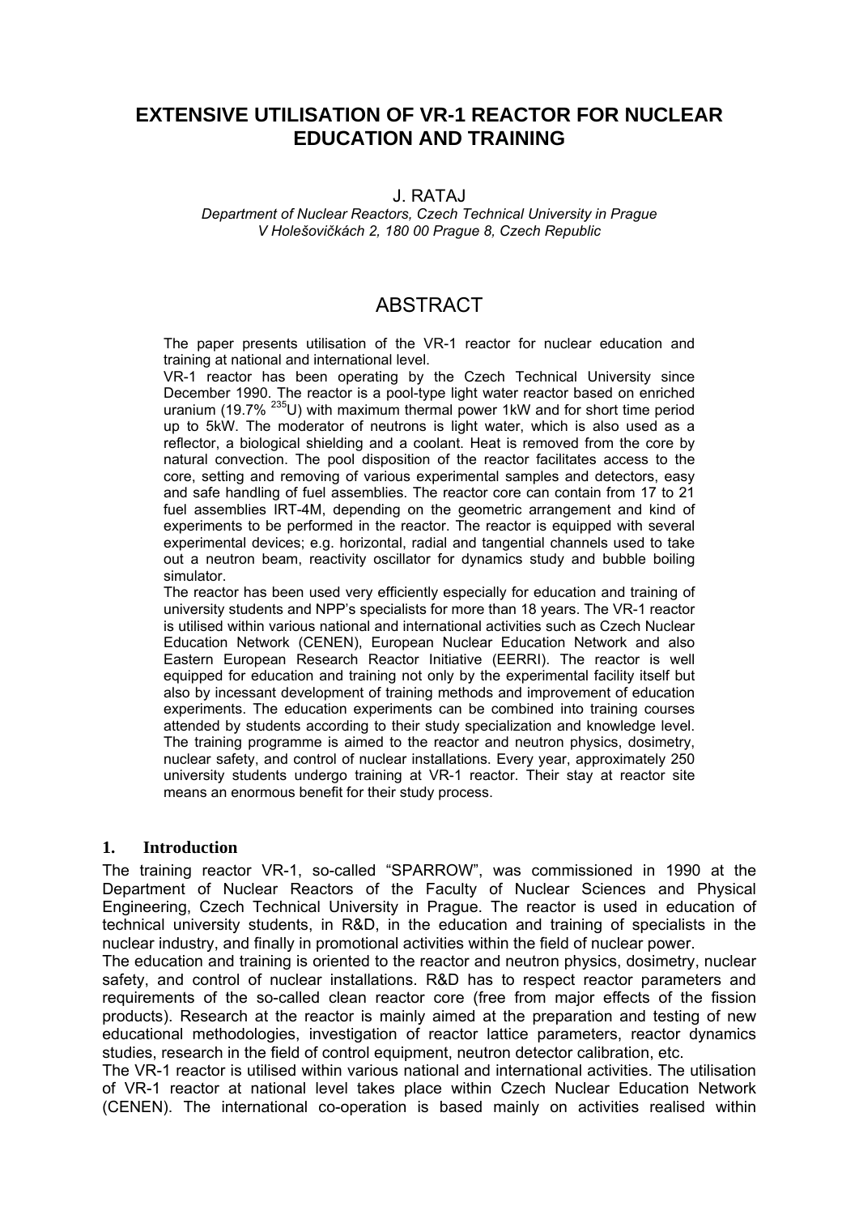# EXTENSIVE UTILISATION OF VR-1 REACTOR FOR NUCLEAR EDUCATION AND TRAINING

J. RATAJ

*Department of Nuclear Reactors, Czech Technical University in Prague*
*V Holešovičkách 2, 180 00 Prague 8, Czech Republic*

## ABSTRACT

The paper presents utilisation of the VR-1 reactor for nuclear education and training at national and international level.

VR-1 reactor has been operating by the Czech Technical University since December 1990. The reactor is a pool-type light water reactor based on enriched uranium (19.7% $^{235}$U) with maximum thermal power 1kW and for short time period up to 5kW. The moderator of neutrons is light water, which is also used as a reflector, a biological shielding and a coolant. Heat is removed from the core by natural convection. The pool disposition of the reactor facilitates access to the core, setting and removing of various experimental samples and detectors, easy and safe handling of fuel assemblies. The reactor core can contain from 17 to 21 fuel assemblies IRT-4M, depending on the geometric arrangement and kind of experiments to be performed in the reactor. The reactor is equipped with several experimental devices; e.g. horizontal, radial and tangential channels used to take out a neutron beam, reactivity oscillator for dynamics study and bubble boiling simulator.

The reactor has been used very efficiently especially for education and training of university students and NPP's specialists for more than 18 years. The VR-1 reactor is utilised within various national and international activities such as Czech Nuclear Education Network (CENEN), European Nuclear Education Network and also Eastern European Research Reactor Initiative (EERRI). The reactor is well equipped for education and training not only by the experimental facility itself but also by incessant development of training methods and improvement of education experiments. The education experiments can be combined into training courses attended by students according to their study specialization and knowledge level. The training programme is aimed to the reactor and neutron physics, dosimetry, nuclear safety, and control of nuclear installations. Every year, approximately 250 university students undergo training at VR-1 reactor. Their stay at reactor site means an enormous benefit for their study process.

## 1. Introduction

The training reactor VR-1, so-called "SPARROW", was commissioned in 1990 at the Department of Nuclear Reactors of the Faculty of Nuclear Sciences and Physical Engineering, Czech Technical University in Prague. The reactor is used in education of technical university students, in R&D, in the education and training of specialists in the nuclear industry, and finally in promotional activities within the field of nuclear power.

The education and training is oriented to the reactor and neutron physics, dosimetry, nuclear safety, and control of nuclear installations. R&D has to respect reactor parameters and requirements of the so-called clean reactor core (free from major effects of the fission products). Research at the reactor is mainly aimed at the preparation and testing of new educational methodologies, investigation of reactor lattice parameters, reactor dynamics studies, research in the field of control equipment, neutron detector calibration, etc.

The VR-1 reactor is utilised within various national and international activities. The utilisation of VR-1 reactor at national level takes place within Czech Nuclear Education Network (CENEN). The international co-operation is based mainly on activities realised within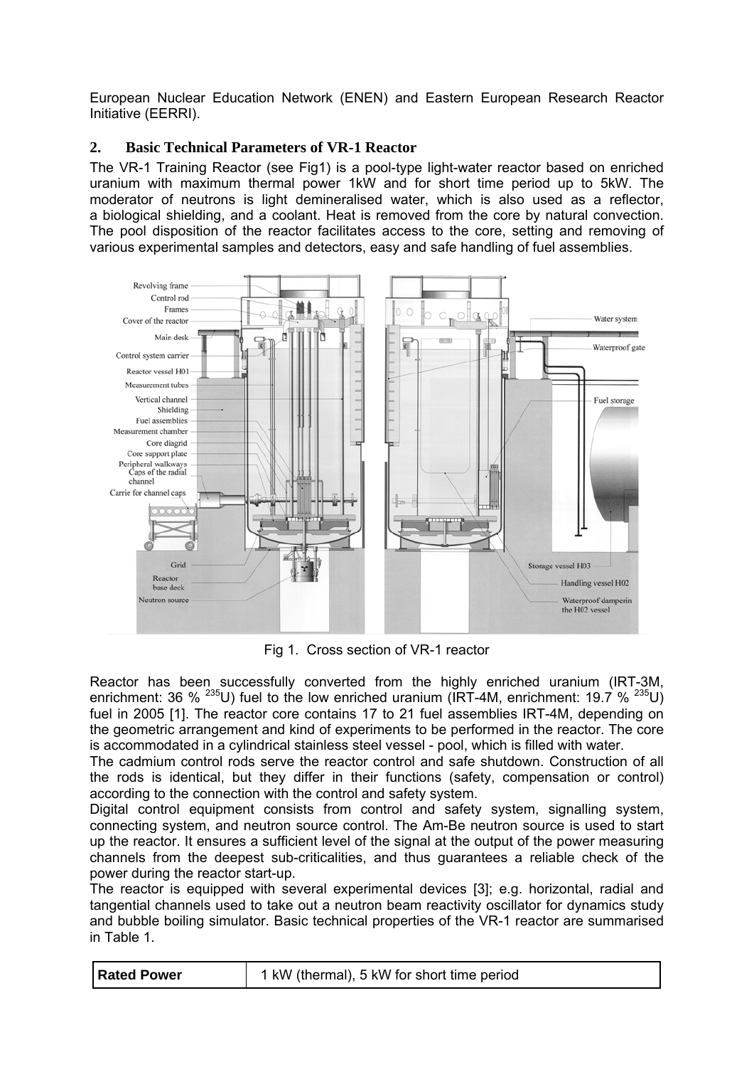European Nuclear Education Network (ENEN) and Eastern European Research Reactor Initiative (EERRI).

## 2. Basic Technical Parameters of VR-1 Reactor

The VR-1 Training Reactor (see Fig1) is a pool-type light-water reactor based on enriched uranium with maximum thermal power 1kW and for short time period up to 5kW. The moderator of neutrons is light demineralised water, which is also used as a reflector, a biological shielding, and a coolant. Heat is removed from the core by natural convection. The pool disposition of the reactor facilitates access to the core, setting and removing of various experimental samples and detectors, easy and safe handling of fuel assemblies.

Fig 1. Cross section of VR-1 reactor

Reactor has been successfully converted from the highly enriched uranium (IRT-3M, enrichment: 36 % $^{235}U$) fuel to the low enriched uranium (IRT-4M, enrichment: 19.7 % $^{235}U$) fuel in 2005 [1]. The reactor core contains 17 to 21 fuel assemblies IRT-4M, depending on the geometric arrangement and kind of experiments to be performed in the reactor. The core is accommodated in a cylindrical stainless steel vessel - pool, which is filled with water.

The cadmium control rods serve the reactor control and safe shutdown. Construction of all the rods is identical, but they differ in their functions (safety, compensation or control) according to the connection with the control and safety system.

Digital control equipment consists from control and safety system, signalling system, connecting system, and neutron source control. The Am-Be neutron source is used to start up the reactor. It ensures a sufficient level of the signal at the output of the power measuring channels from the deepest sub-criticalities, and thus guarantees a reliable check of the power during the reactor start-up.

The reactor is equipped with several experimental devices [3]; e.g. horizontal, radial and tangential channels used to take out a neutron beam reactivity oscillator for dynamics study and bubble boiling simulator. Basic technical properties of the VR-1 reactor are summarised in Table 1.

| **Rated Power** | 1 kW (thermal), 5 kW for short time period |
|---|---|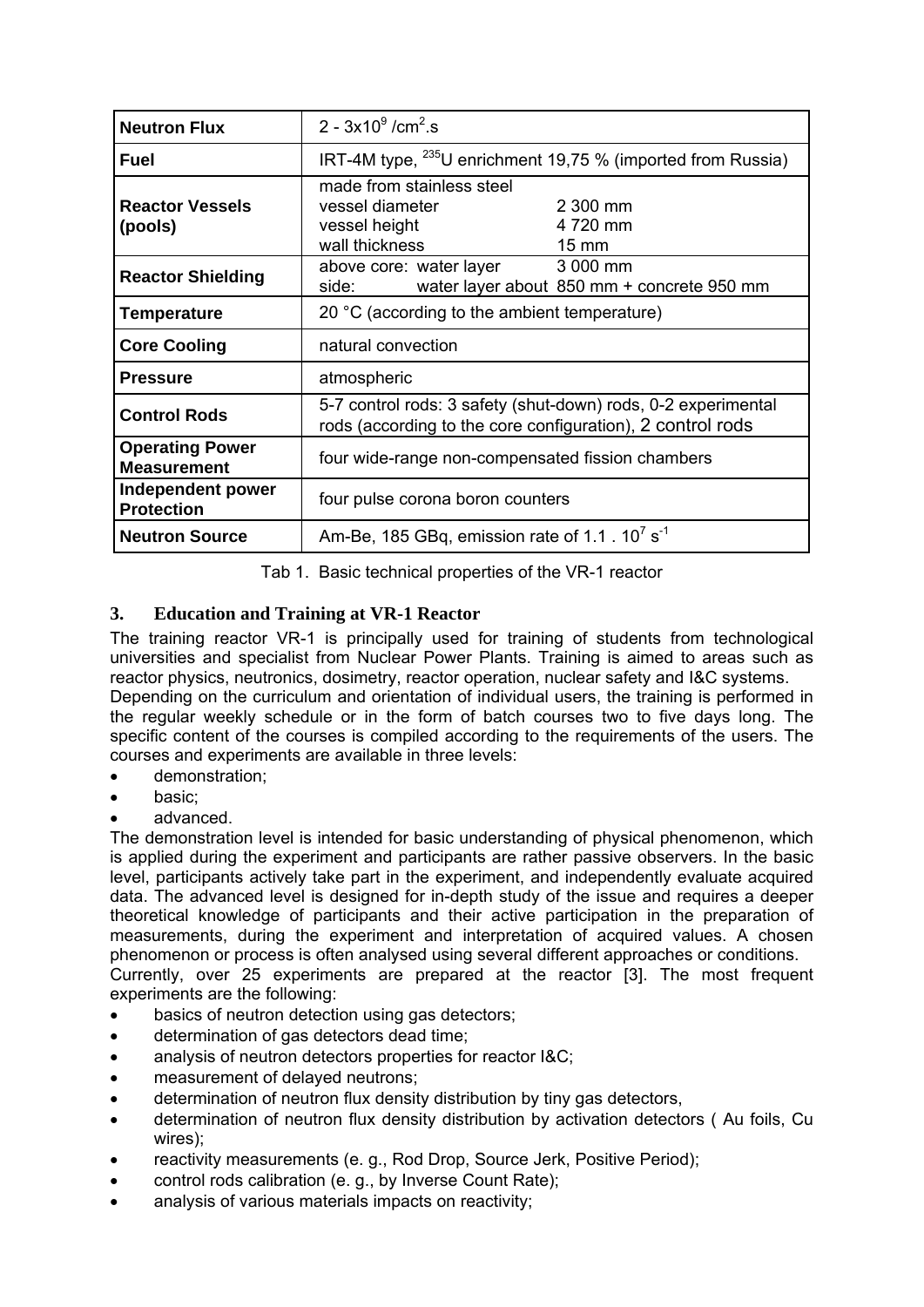| | |
|---|---|
| **Neutron Flux** | 2 - 3x10$^9$ /cm$^2$.s |
| **Fuel** | IRT-4M type, $^{235}$U enrichment 19,75 % (imported from Russia) |
| **Reactor Vessels (pools)** | made from stainless steel<br>vessel diameter 2 300 mm<br>vessel height 4 720 mm<br>wall thickness 15 mm |
| **Reactor Shielding** | above core: water layer 3 000 mm<br>side: water layer about 850 mm + concrete 950 mm |
| **Temperature** | 20 °C (according to the ambient temperature) |
| **Core Cooling** | natural convection |
| **Pressure** | atmospheric |
| **Control Rods** | 5-7 control rods: 3 safety (shut-down) rods, 0-2 experimental rods (according to the core configuration), 2 control rods |
| **Operating Power Measurement** | four wide-range non-compensated fission chambers |
| **Independent power Protection** | four pulse corona boron counters |
| **Neutron Source** | Am-Be, 185 GBq, emission rate of 1.1 . 10$^7$ s$^{-1}$ |

Tab 1. Basic technical properties of the VR-1 reactor

## 3. Education and Training at VR-1 Reactor

The training reactor VR-1 is principally used for training of students from technological universities and specialist from Nuclear Power Plants. Training is aimed to areas such as reactor physics, neutronics, dosimetry, reactor operation, nuclear safety and I&C systems.
Depending on the curriculum and orientation of individual users, the training is performed in the regular weekly schedule or in the form of batch courses two to five days long. The specific content of the courses is compiled according to the requirements of the users. The courses and experiments are available in three levels:

- demonstration;
- basic;
- advanced.

The demonstration level is intended for basic understanding of physical phenomenon, which is applied during the experiment and participants are rather passive observers. In the basic level, participants actively take part in the experiment, and independently evaluate acquired data. The advanced level is designed for in-depth study of the issue and requires a deeper theoretical knowledge of participants and their active participation in the preparation of measurements, during the experiment and interpretation of acquired values. A chosen phenomenon or process is often analysed using several different approaches or conditions.
Currently, over 25 experiments are prepared at the reactor [3]. The most frequent experiments are the following:

- basics of neutron detection using gas detectors;
- determination of gas detectors dead time;
- analysis of neutron detectors properties for reactor I&C;
- measurement of delayed neutrons;
- determination of neutron flux density distribution by tiny gas detectors,
- determination of neutron flux density distribution by activation detectors ( Au foils, Cu wires);
- reactivity measurements (e. g., Rod Drop, Source Jerk, Positive Period);
- control rods calibration (e. g., by Inverse Count Rate);
- analysis of various materials impacts on reactivity;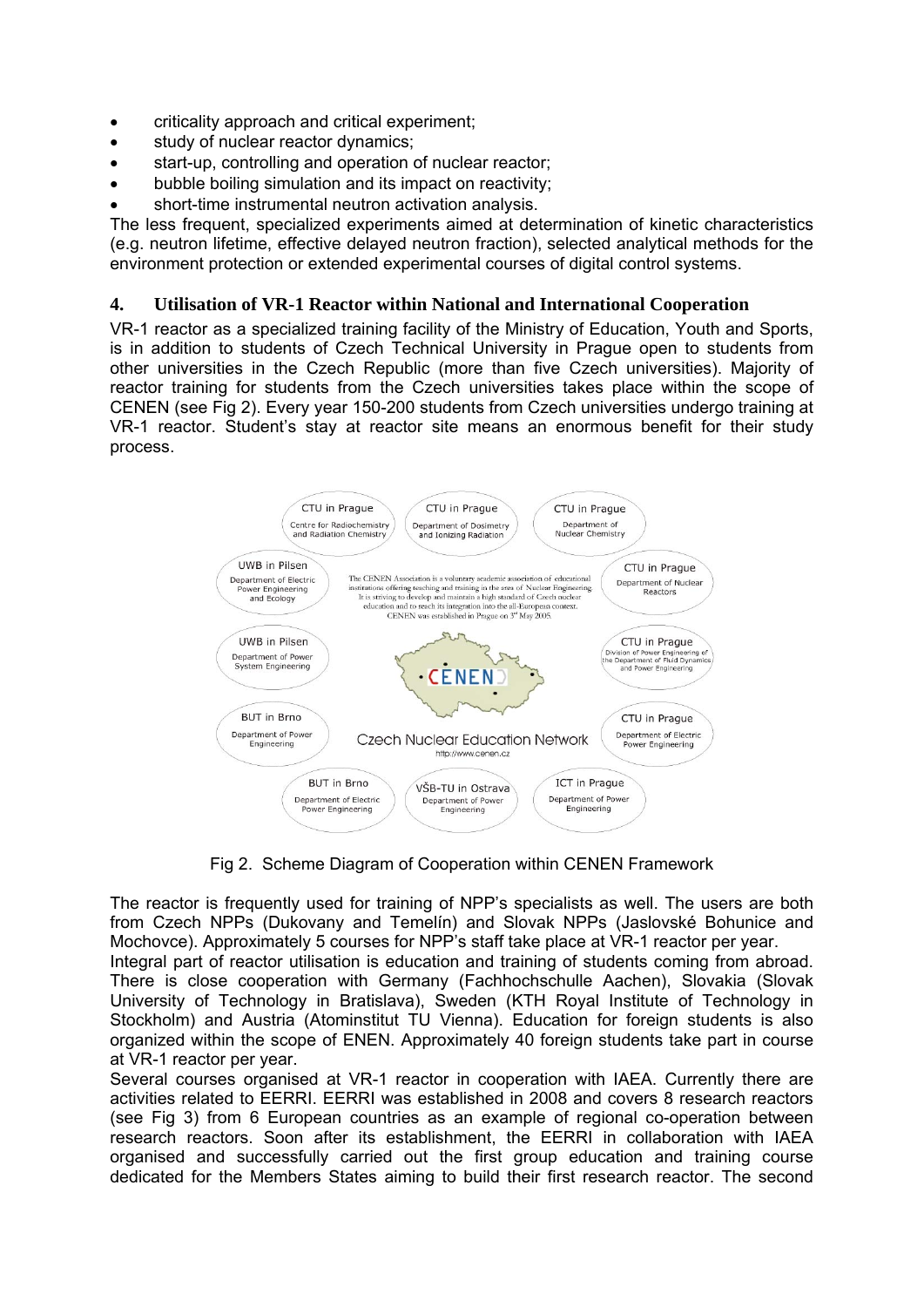- criticality approach and critical experiment;
- study of nuclear reactor dynamics;
- start-up, controlling and operation of nuclear reactor;
- bubble boiling simulation and its impact on reactivity;
- short-time instrumental neutron activation analysis.

The less frequent, specialized experiments aimed at determination of kinetic characteristics (e.g. neutron lifetime, effective delayed neutron fraction), selected analytical methods for the environment protection or extended experimental courses of digital control systems.

## 4. Utilisation of VR-1 Reactor within National and International Cooperation

VR-1 reactor as a specialized training facility of the Ministry of Education, Youth and Sports, is in addition to students of Czech Technical University in Prague open to students from other universities in the Czech Republic (more than five Czech universities). Majority of reactor training for students from the Czech universities takes place within the scope of CENEN (see Fig 2). Every year 150-200 students from Czech universities undergo training at VR-1 reactor. Student's stay at reactor site means an enormous benefit for their study process.

Fig 2. Scheme Diagram of Cooperation within CENEN Framework

The reactor is frequently used for training of NPP's specialists as well. The users are both from Czech NPPs (Dukovany and Temelín) and Slovak NPPs (Jaslovské Bohunice and Mochovce). Approximately 5 courses for NPP's staff take place at VR-1 reactor per year.

Integral part of reactor utilisation is education and training of students coming from abroad. There is close cooperation with Germany (Fachhochschule Aachen), Slovakia (Slovak University of Technology in Bratislava), Sweden (KTH Royal Institute of Technology in Stockholm) and Austria (Atominstitut TU Vienna). Education for foreign students is also organized within the scope of ENEN. Approximately 40 foreign students take part in course at VR-1 reactor per year.

Several courses organised at VR-1 reactor in cooperation with IAEA. Currently there are activities related to EERRI. EERRI was established in 2008 and covers 8 research reactors (see Fig 3) from 6 European countries as an example of regional co-operation between research reactors. Soon after its establishment, the EERRI in collaboration with IAEA organised and successfully carried out the first group education and training course dedicated for the Members States aiming to build their first research reactor. The second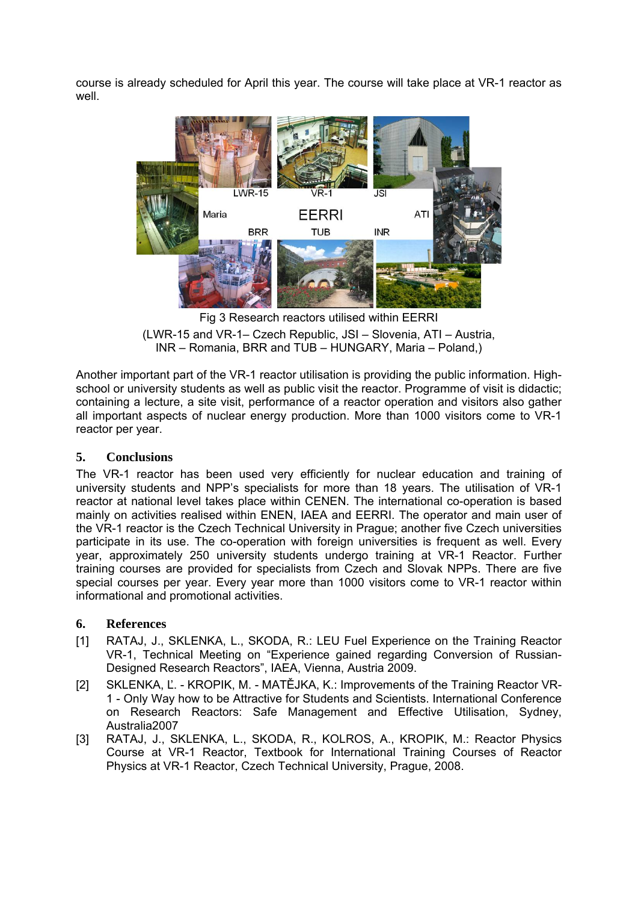course is already scheduled for April this year. The course will take place at VR-1 reactor as well.

LWR-15
VR-1
JSI
Maria
EERRI
ATI
BRR
TUB
INR

Fig 3 Research reactors utilised within EERRI
(LWR-15 and VR-1– Czech Republic, JSI – Slovenia, ATI – Austria, INR – Romania, BRR and TUB – HUNGARY, Maria – Poland,)

Another important part of the VR-1 reactor utilisation is providing the public information. High-school or university students as well as public visit the reactor. Programme of visit is didactic; containing a lecture, a site visit, performance of a reactor operation and visitors also gather all important aspects of nuclear energy production. More than 1000 visitors come to VR-1 reactor per year.

## 5. Conclusions

The VR-1 reactor has been used very efficiently for nuclear education and training of university students and NPP's specialists for more than 18 years. The utilisation of VR-1 reactor at national level takes place within CENEN. The international co-operation is based mainly on activities realised within ENEN, IAEA and EERRI. The operator and main user of the VR-1 reactor is the Czech Technical University in Prague; another five Czech universities participate in its use. The co-operation with foreign universities is frequent as well. Every year, approximately 250 university students undergo training at VR-1 Reactor. Further training courses are provided for specialists from Czech and Slovak NPPs. There are five special courses per year. Every year more than 1000 visitors come to VR-1 reactor within informational and promotional activities.

## 6. References

[1] RATAJ, J., SKLENKA, L., SKODA, R.: LEU Fuel Experience on the Training Reactor VR-1, Technical Meeting on "Experience gained regarding Conversion of Russian-Designed Research Reactors", IAEA, Vienna, Austria 2009.

[2] SKLENKA, Ľ. - KROPIK, M. - MATĚJKA, K.: Improvements of the Training Reactor VR-1 - Only Way how to be Attractive for Students and Scientists. International Conference on Research Reactors: Safe Management and Effective Utilisation, Sydney, Australia2007

[3] RATAJ, J., SKLENKA, L., SKODA, R., KOLROS, A., KROPIK, M.: Reactor Physics Course at VR-1 Reactor, Textbook for International Training Courses of Reactor Physics at VR-1 Reactor, Czech Technical University, Prague, 2008.